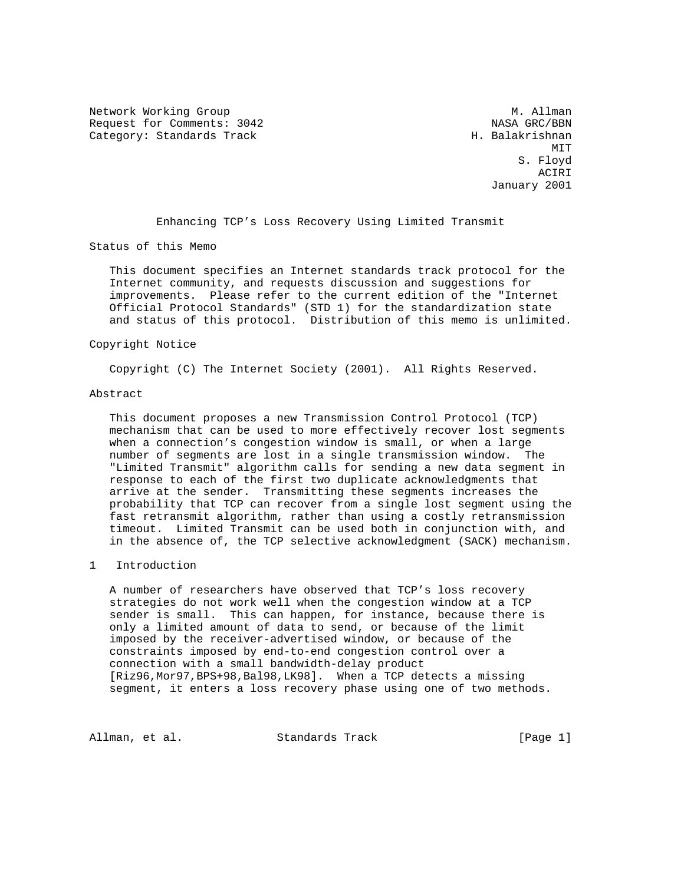Network Working Group M. Allman
Request for Comments: 3042 NASA GRC/BBN
Category: Standards Track H. Balakrishnan
MIT
S. Floyd
ACIRI
January 2001

# Enhancing TCP's Loss Recovery Using Limited Transmit

## Status of this Memo

This document specifies an Internet standards track protocol for the Internet community, and requests discussion and suggestions for improvements. Please refer to the current edition of the "Internet Official Protocol Standards" (STD 1) for the standardization state and status of this protocol. Distribution of this memo is unlimited.

## Copyright Notice

Copyright (C) The Internet Society (2001). All Rights Reserved.

## Abstract

This document proposes a new Transmission Control Protocol (TCP) mechanism that can be used to more effectively recover lost segments when a connection's congestion window is small, or when a large number of segments are lost in a single transmission window. The "Limited Transmit" algorithm calls for sending a new data segment in response to each of the first two duplicate acknowledgments that arrive at the sender. Transmitting these segments increases the probability that TCP can recover from a single lost segment using the fast retransmit algorithm, rather than using a costly retransmission timeout. Limited Transmit can be used both in conjunction with, and in the absence of, the TCP selective acknowledgment (SACK) mechanism.

## 1 Introduction

A number of researchers have observed that TCP's loss recovery strategies do not work well when the congestion window at a TCP sender is small. This can happen, for instance, because there is only a limited amount of data to send, or because of the limit imposed by the receiver-advertised window, or because of the constraints imposed by end-to-end congestion control over a connection with a small bandwidth-delay product [Riz96,Mor97,BPS+98,Bal98,LK98]. When a TCP detects a missing segment, it enters a loss recovery phase using one of two methods.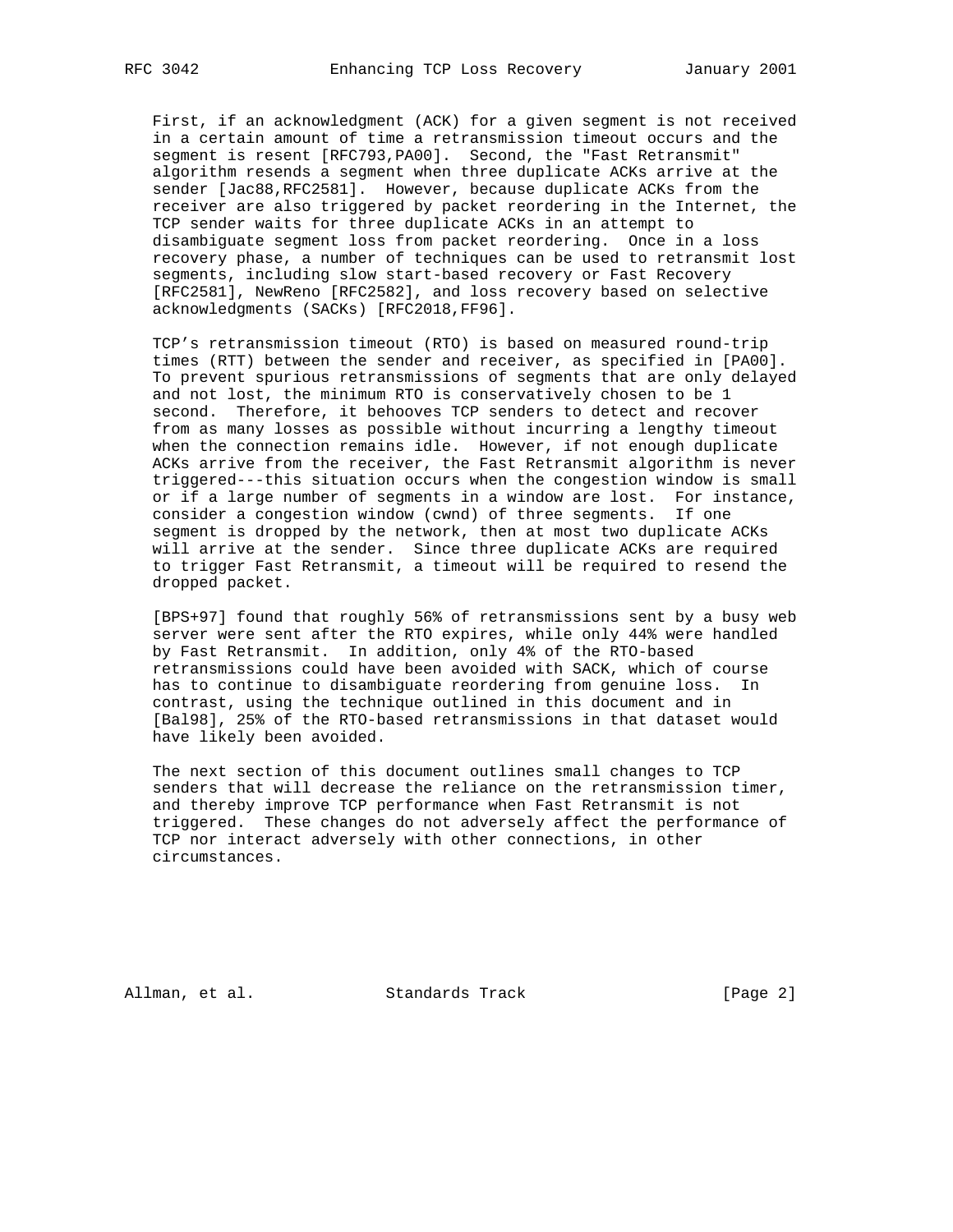First, if an acknowledgment (ACK) for a given segment is not received in a certain amount of time a retransmission timeout occurs and the segment is resent [RFC793,PA00]. Second, the "Fast Retransmit" algorithm resends a segment when three duplicate ACKs arrive at the sender [Jac88,RFC2581]. However, because duplicate ACKs from the receiver are also triggered by packet reordering in the Internet, the TCP sender waits for three duplicate ACKs in an attempt to disambiguate segment loss from packet reordering. Once in a loss recovery phase, a number of techniques can be used to retransmit lost segments, including slow start-based recovery or Fast Recovery [RFC2581], NewReno [RFC2582], and loss recovery based on selective acknowledgments (SACKs) [RFC2018,FF96].

TCP's retransmission timeout (RTO) is based on measured round-trip times (RTT) between the sender and receiver, as specified in [PA00]. To prevent spurious retransmissions of segments that are only delayed and not lost, the minimum RTO is conservatively chosen to be 1 second. Therefore, it behooves TCP senders to detect and recover from as many losses as possible without incurring a lengthy timeout when the connection remains idle. However, if not enough duplicate ACKs arrive from the receiver, the Fast Retransmit algorithm is never triggered---this situation occurs when the congestion window is small or if a large number of segments in a window are lost. For instance, consider a congestion window (cwnd) of three segments. If one segment is dropped by the network, then at most two duplicate ACKs will arrive at the sender. Since three duplicate ACKs are required to trigger Fast Retransmit, a timeout will be required to resend the dropped packet.

[BPS+97] found that roughly 56% of retransmissions sent by a busy web server were sent after the RTO expires, while only 44% were handled by Fast Retransmit. In addition, only 4% of the RTO-based retransmissions could have been avoided with SACK, which of course has to continue to disambiguate reordering from genuine loss. In contrast, using the technique outlined in this document and in [Bal98], 25% of the RTO-based retransmissions in that dataset would have likely been avoided.

The next section of this document outlines small changes to TCP senders that will decrease the reliance on the retransmission timer, and thereby improve TCP performance when Fast Retransmit is not triggered. These changes do not adversely affect the performance of TCP nor interact adversely with other connections, in other circumstances.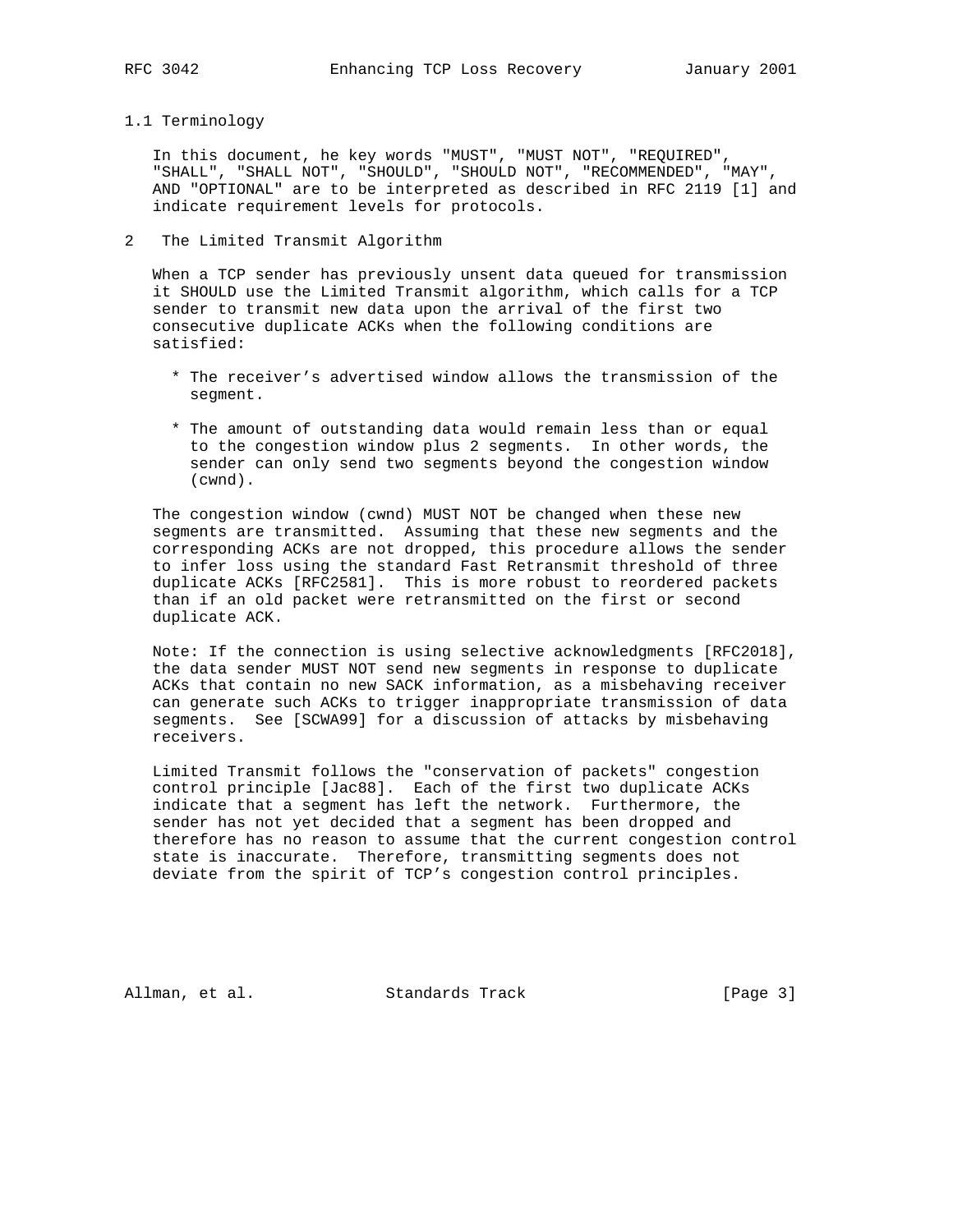## 1.1 Terminology

In this document, he key words "MUST", "MUST NOT", "REQUIRED", "SHALL", "SHALL NOT", "SHOULD", "SHOULD NOT", "RECOMMENDED", "MAY", AND "OPTIONAL" are to be interpreted as described in RFC 2119 [1] and indicate requirement levels for protocols.

# 2 The Limited Transmit Algorithm

When a TCP sender has previously unsent data queued for transmission it SHOULD use the Limited Transmit algorithm, which calls for a TCP sender to transmit new data upon the arrival of the first two consecutive duplicate ACKs when the following conditions are satisfied:

* The receiver's advertised window allows the transmission of the segment.

* The amount of outstanding data would remain less than or equal to the congestion window plus 2 segments. In other words, the sender can only send two segments beyond the congestion window (cwnd).

The congestion window (cwnd) MUST NOT be changed when these new segments are transmitted. Assuming that these new segments and the corresponding ACKs are not dropped, this procedure allows the sender to infer loss using the standard Fast Retransmit threshold of three duplicate ACKs [RFC2581]. This is more robust to reordered packets than if an old packet were retransmitted on the first or second duplicate ACK.

Note: If the connection is using selective acknowledgments [RFC2018], the data sender MUST NOT send new segments in response to duplicate ACKs that contain no new SACK information, as a misbehaving receiver can generate such ACKs to trigger inappropriate transmission of data segments. See [SCWA99] for a discussion of attacks by misbehaving receivers.

Limited Transmit follows the "conservation of packets" congestion control principle [Jac88]. Each of the first two duplicate ACKs indicate that a segment has left the network. Furthermore, the sender has not yet decided that a segment has been dropped and therefore has no reason to assume that the current congestion control state is inaccurate. Therefore, transmitting segments does not deviate from the spirit of TCP's congestion control principles.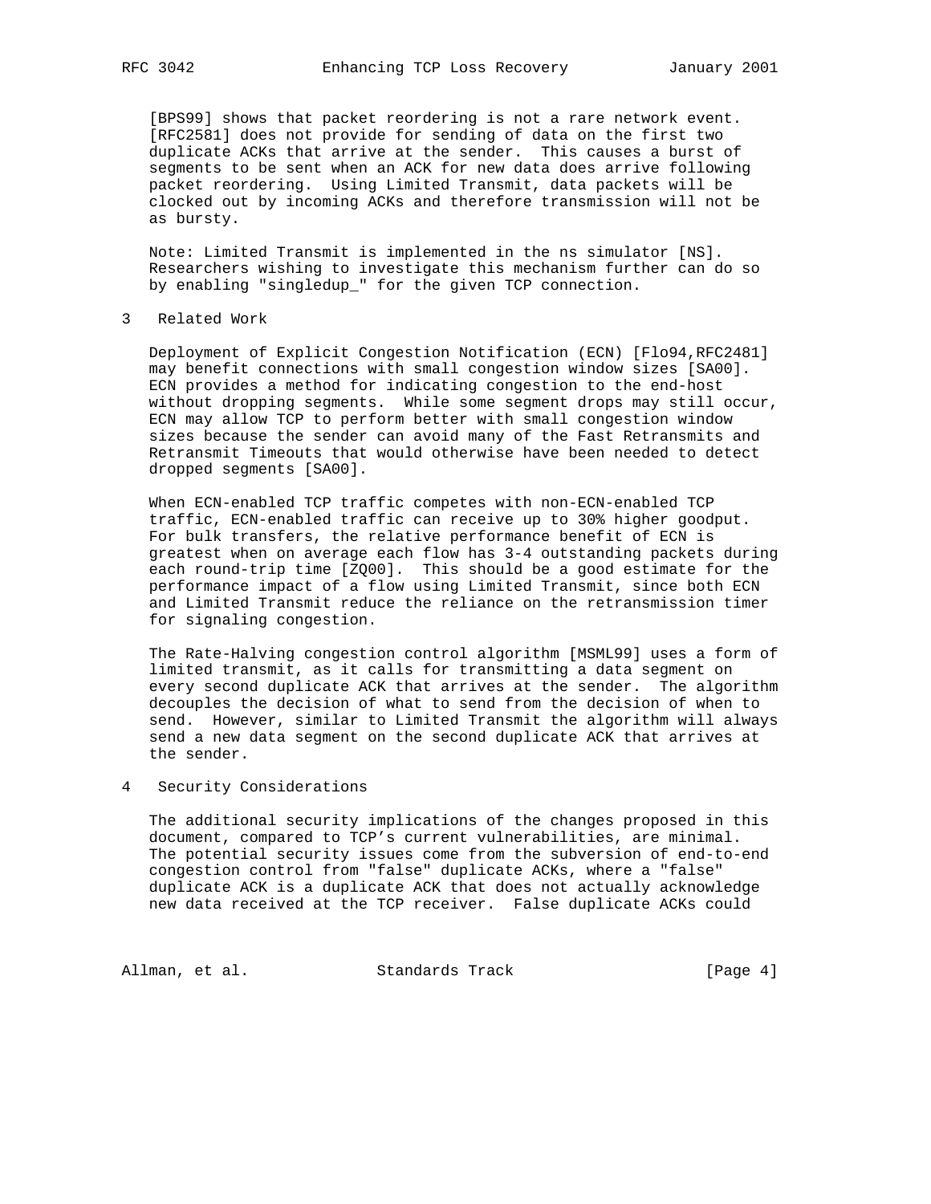[BPS99] shows that packet reordering is not a rare network event. [RFC2581] does not provide for sending of data on the first two duplicate ACKs that arrive at the sender. This causes a burst of segments to be sent when an ACK for new data does arrive following packet reordering. Using Limited Transmit, data packets will be clocked out by incoming ACKs and therefore transmission will not be as bursty.

Note: Limited Transmit is implemented in the ns simulator [NS]. Researchers wishing to investigate this mechanism further can do so by enabling "singledup_" for the given TCP connection.

## 3 Related Work

Deployment of Explicit Congestion Notification (ECN) [Flo94,RFC2481] may benefit connections with small congestion window sizes [SA00]. ECN provides a method for indicating congestion to the end-host without dropping segments. While some segment drops may still occur, ECN may allow TCP to perform better with small congestion window sizes because the sender can avoid many of the Fast Retransmits and Retransmit Timeouts that would otherwise have been needed to detect dropped segments [SA00].

When ECN-enabled TCP traffic competes with non-ECN-enabled TCP traffic, ECN-enabled traffic can receive up to 30% higher goodput. For bulk transfers, the relative performance benefit of ECN is greatest when on average each flow has 3-4 outstanding packets during each round-trip time [ZQ00]. This should be a good estimate for the performance impact of a flow using Limited Transmit, since both ECN and Limited Transmit reduce the reliance on the retransmission timer for signaling congestion.

The Rate-Halving congestion control algorithm [MSML99] uses a form of limited transmit, as it calls for transmitting a data segment on every second duplicate ACK that arrives at the sender. The algorithm decouples the decision of what to send from the decision of when to send. However, similar to Limited Transmit the algorithm will always send a new data segment on the second duplicate ACK that arrives at the sender.

## 4 Security Considerations

The additional security implications of the changes proposed in this document, compared to TCP's current vulnerabilities, are minimal. The potential security issues come from the subversion of end-to-end congestion control from "false" duplicate ACKs, where a "false" duplicate ACK is a duplicate ACK that does not actually acknowledge new data received at the TCP receiver. False duplicate ACKs could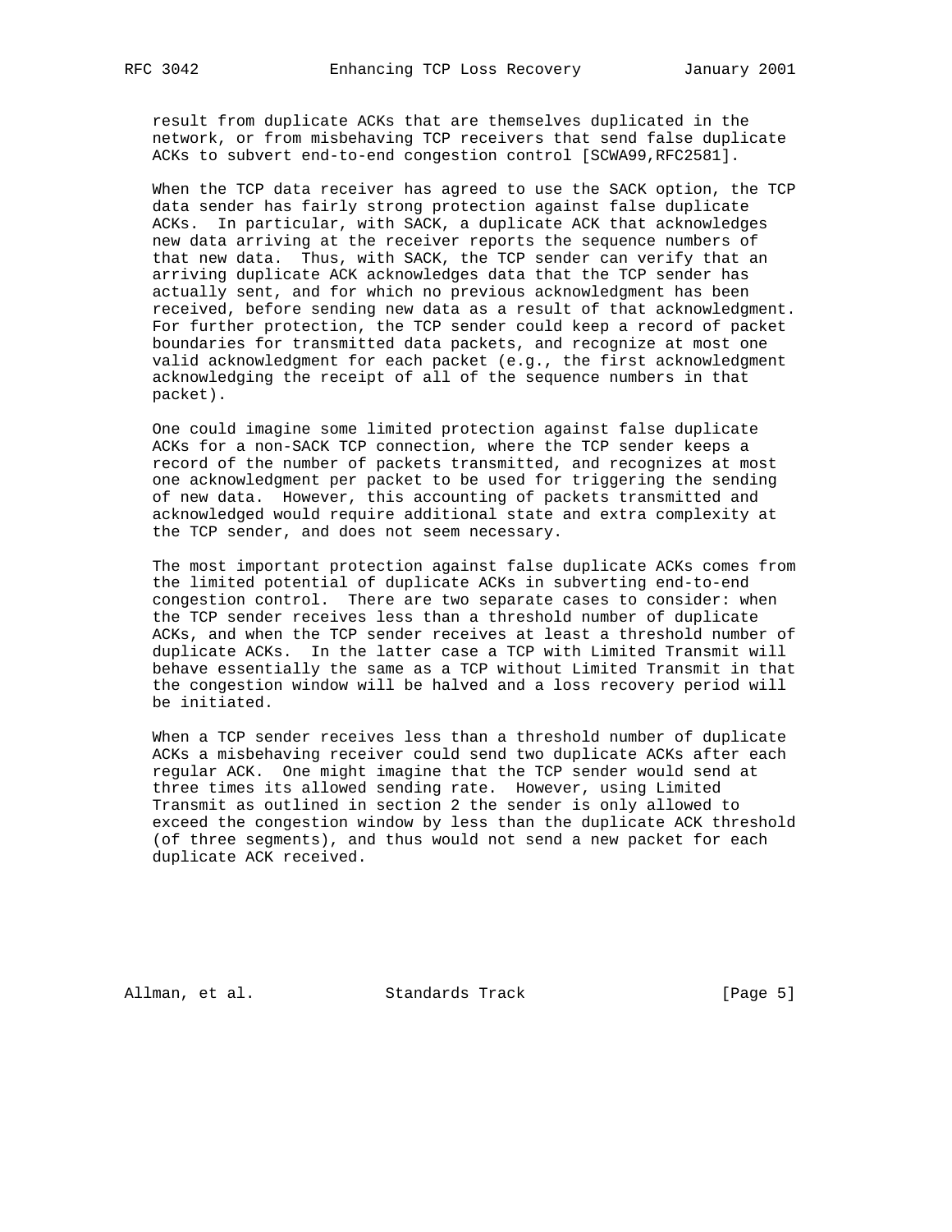result from duplicate ACKs that are themselves duplicated in the network, or from misbehaving TCP receivers that send false duplicate ACKs to subvert end-to-end congestion control [SCWA99,RFC2581].

When the TCP data receiver has agreed to use the SACK option, the TCP data sender has fairly strong protection against false duplicate ACKs. In particular, with SACK, a duplicate ACK that acknowledges new data arriving at the receiver reports the sequence numbers of that new data. Thus, with SACK, the TCP sender can verify that an arriving duplicate ACK acknowledges data that the TCP sender has actually sent, and for which no previous acknowledgment has been received, before sending new data as a result of that acknowledgment. For further protection, the TCP sender could keep a record of packet boundaries for transmitted data packets, and recognize at most one valid acknowledgment for each packet (e.g., the first acknowledgment acknowledging the receipt of all of the sequence numbers in that packet).

One could imagine some limited protection against false duplicate ACKs for a non-SACK TCP connection, where the TCP sender keeps a record of the number of packets transmitted, and recognizes at most one acknowledgment per packet to be used for triggering the sending of new data. However, this accounting of packets transmitted and acknowledged would require additional state and extra complexity at the TCP sender, and does not seem necessary.

The most important protection against false duplicate ACKs comes from the limited potential of duplicate ACKs in subverting end-to-end congestion control. There are two separate cases to consider: when the TCP sender receives less than a threshold number of duplicate ACKs, and when the TCP sender receives at least a threshold number of duplicate ACKs. In the latter case a TCP with Limited Transmit will behave essentially the same as a TCP without Limited Transmit in that the congestion window will be halved and a loss recovery period will be initiated.

When a TCP sender receives less than a threshold number of duplicate ACKs a misbehaving receiver could send two duplicate ACKs after each regular ACK. One might imagine that the TCP sender would send at three times its allowed sending rate. However, using Limited Transmit as outlined in section 2 the sender is only allowed to exceed the congestion window by less than the duplicate ACK threshold (of three segments), and thus would not send a new packet for each duplicate ACK received.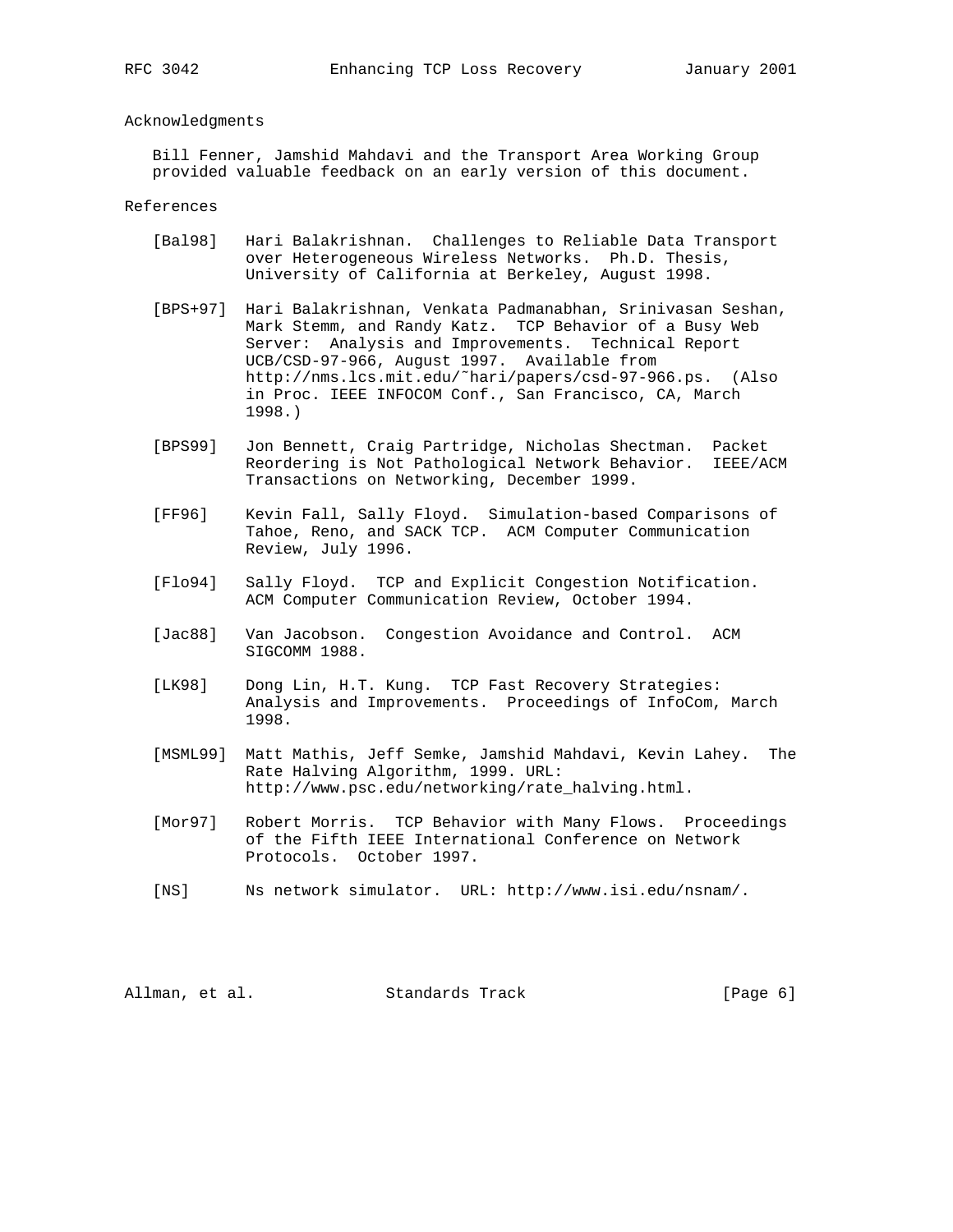## Acknowledgments

Bill Fenner, Jamshid Mahdavi and the Transport Area Working Group provided valuable feedback on an early version of this document.

## References

[Bal98] Hari Balakrishnan. Challenges to Reliable Data Transport over Heterogeneous Wireless Networks. Ph.D. Thesis, University of California at Berkeley, August 1998.

[BPS+97] Hari Balakrishnan, Venkata Padmanabhan, Srinivasan Seshan, Mark Stemm, and Randy Katz. TCP Behavior of a Busy Web Server: Analysis and Improvements. Technical Report UCB/CSD-97-966, August 1997. Available from http://nms.lcs.mit.edu/˜hari/papers/csd-97-966.ps. (Also in Proc. IEEE INFOCOM Conf., San Francisco, CA, March 1998.)

[BPS99] Jon Bennett, Craig Partridge, Nicholas Shectman. Packet Reordering is Not Pathological Network Behavior. IEEE/ACM Transactions on Networking, December 1999.

[FF96] Kevin Fall, Sally Floyd. Simulation-based Comparisons of Tahoe, Reno, and SACK TCP. ACM Computer Communication Review, July 1996.

[Flo94] Sally Floyd. TCP and Explicit Congestion Notification. ACM Computer Communication Review, October 1994.

[Jac88] Van Jacobson. Congestion Avoidance and Control. ACM SIGCOMM 1988.

[LK98] Dong Lin, H.T. Kung. TCP Fast Recovery Strategies: Analysis and Improvements. Proceedings of InfoCom, March 1998.

[MSML99] Matt Mathis, Jeff Semke, Jamshid Mahdavi, Kevin Lahey. The Rate Halving Algorithm, 1999. URL: http://www.psc.edu/networking/rate_halving.html.

[Mor97] Robert Morris. TCP Behavior with Many Flows. Proceedings of the Fifth IEEE International Conference on Network Protocols. October 1997.

[NS] Ns network simulator. URL: http://www.isi.edu/nsnam/.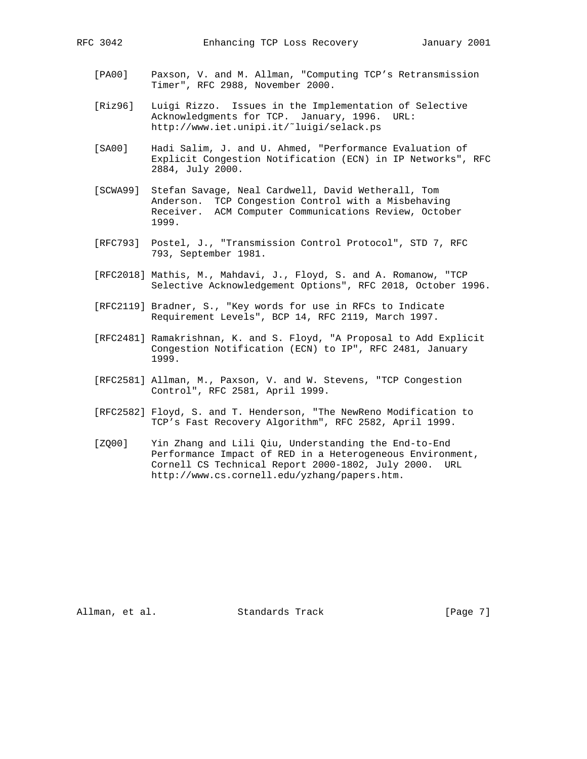[PA00] Paxson, V. and M. Allman, "Computing TCP's Retransmission Timer", RFC 2988, November 2000.

[Riz96] Luigi Rizzo. Issues in the Implementation of Selective Acknowledgments for TCP. January, 1996. URL: http://www.iet.unipi.it/~luigi/selack.ps

[SA00] Hadi Salim, J. and U. Ahmed, "Performance Evaluation of Explicit Congestion Notification (ECN) in IP Networks", RFC 2884, July 2000.

[SCWA99] Stefan Savage, Neal Cardwell, David Wetherall, Tom Anderson. TCP Congestion Control with a Misbehaving Receiver. ACM Computer Communications Review, October 1999.

[RFC793] Postel, J., "Transmission Control Protocol", STD 7, RFC 793, September 1981.

[RFC2018] Mathis, M., Mahdavi, J., Floyd, S. and A. Romanow, "TCP Selective Acknowledgement Options", RFC 2018, October 1996.

[RFC2119] Bradner, S., "Key words for use in RFCs to Indicate Requirement Levels", BCP 14, RFC 2119, March 1997.

[RFC2481] Ramakrishnan, K. and S. Floyd, "A Proposal to Add Explicit Congestion Notification (ECN) to IP", RFC 2481, January 1999.

[RFC2581] Allman, M., Paxson, V. and W. Stevens, "TCP Congestion Control", RFC 2581, April 1999.

[RFC2582] Floyd, S. and T. Henderson, "The NewReno Modification to TCP's Fast Recovery Algorithm", RFC 2582, April 1999.

[ZQ00] Yin Zhang and Lili Qiu, Understanding the End-to-End Performance Impact of RED in a Heterogeneous Environment, Cornell CS Technical Report 2000-1802, July 2000. URL http://www.cs.cornell.edu/yzhang/papers.htm.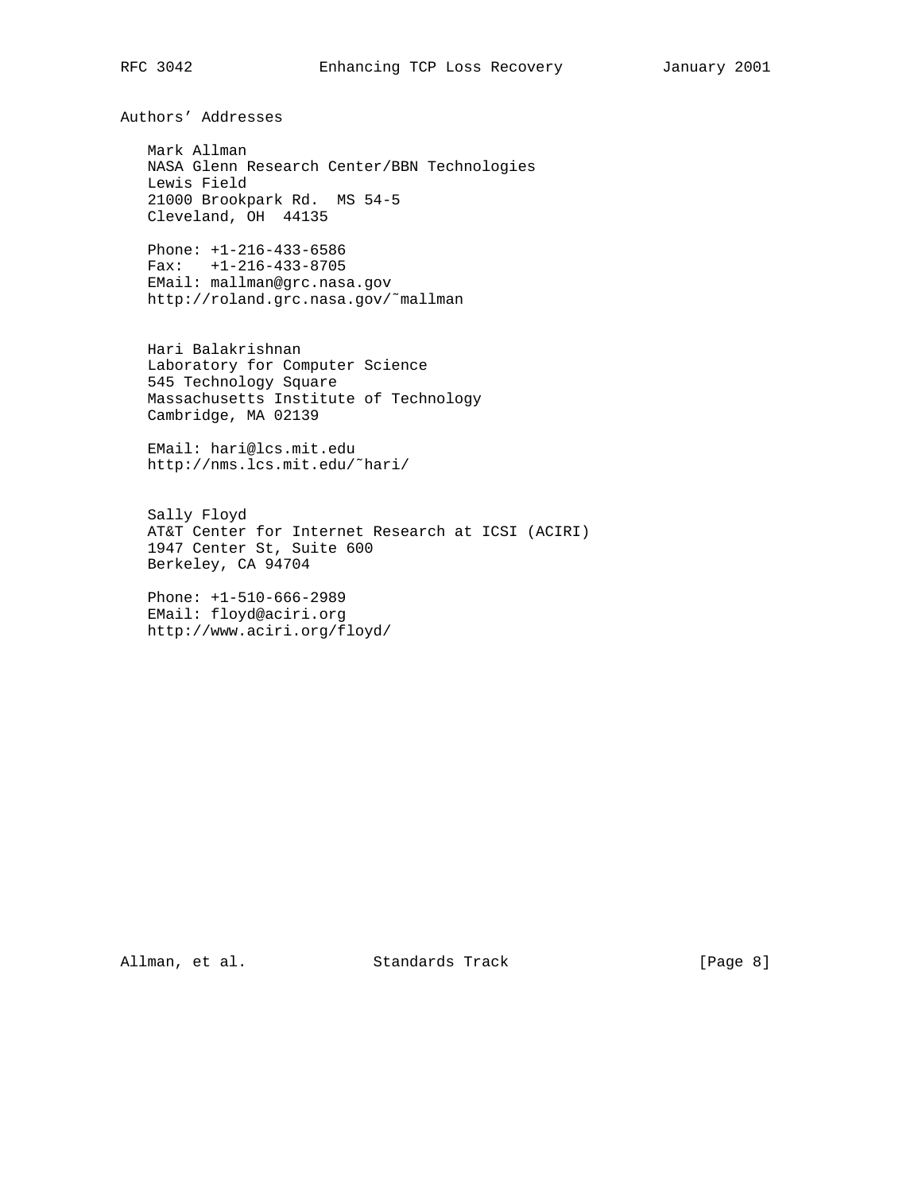## Authors' Addresses

Mark Allman
NASA Glenn Research Center/BBN Technologies
Lewis Field
21000 Brookpark Rd.  MS 54-5
Cleveland, OH  44135

Phone: +1-216-433-6586
Fax:   +1-216-433-8705
EMail: mallman@grc.nasa.gov
http://roland.grc.nasa.gov/~mallman

Hari Balakrishnan
Laboratory for Computer Science
545 Technology Square
Massachusetts Institute of Technology
Cambridge, MA 02139

EMail: hari@lcs.mit.edu
http://nms.lcs.mit.edu/~hari/

Sally Floyd
AT&T Center for Internet Research at ICSI (ACIRI)
1947 Center St, Suite 600
Berkeley, CA 94704

Phone: +1-510-666-2989
EMail: floyd@aciri.org
http://www.aciri.org/floyd/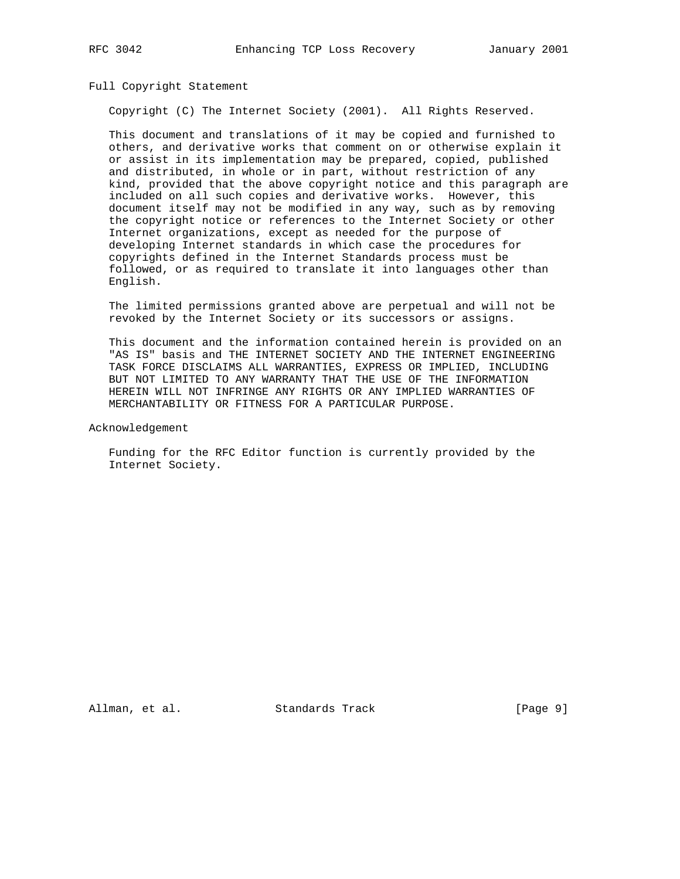## Full Copyright Statement

Copyright (C) The Internet Society (2001). All Rights Reserved.

This document and translations of it may be copied and furnished to others, and derivative works that comment on or otherwise explain it or assist in its implementation may be prepared, copied, published and distributed, in whole or in part, without restriction of any kind, provided that the above copyright notice and this paragraph are included on all such copies and derivative works. However, this document itself may not be modified in any way, such as by removing the copyright notice or references to the Internet Society or other Internet organizations, except as needed for the purpose of developing Internet standards in which case the procedures for copyrights defined in the Internet Standards process must be followed, or as required to translate it into languages other than English.

The limited permissions granted above are perpetual and will not be revoked by the Internet Society or its successors or assigns.

This document and the information contained herein is provided on an "AS IS" basis and THE INTERNET SOCIETY AND THE INTERNET ENGINEERING TASK FORCE DISCLAIMS ALL WARRANTIES, EXPRESS OR IMPLIED, INCLUDING BUT NOT LIMITED TO ANY WARRANTY THAT THE USE OF THE INFORMATION HEREIN WILL NOT INFRINGE ANY RIGHTS OR ANY IMPLIED WARRANTIES OF MERCHANTABILITY OR FITNESS FOR A PARTICULAR PURPOSE.

## Acknowledgement

Funding for the RFC Editor function is currently provided by the Internet Society.